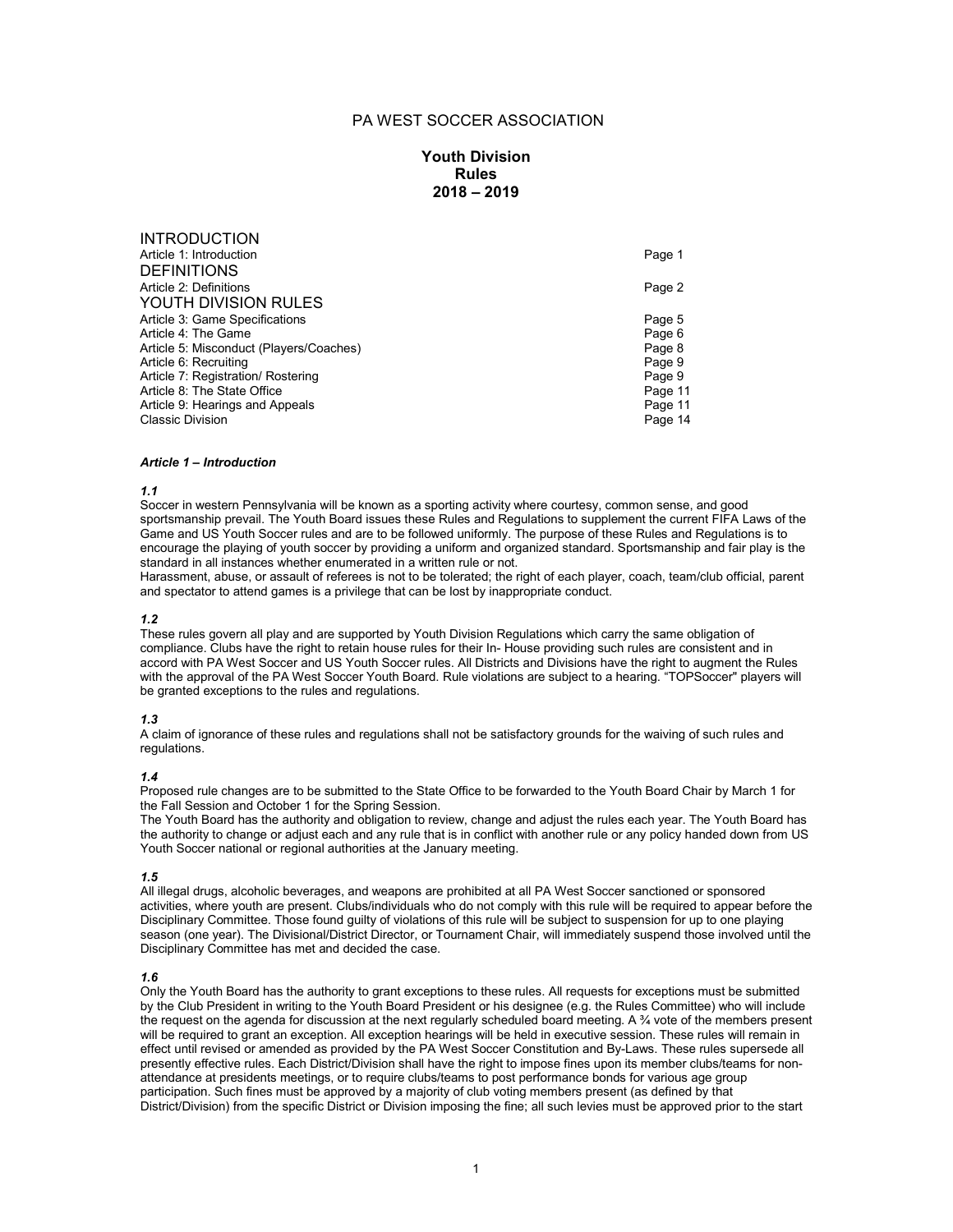# PA WEST SOCCER ASSOCIATION

## Youth Division
## Rules
## 2018 – 2019

| | |
|---|---|
| **INTRODUCTION** | |
| Article 1: Introduction | Page 1 |
| **DEFINITIONS** | |
| Article 2: Definitions | Page 2 |
| **YOUTH DIVISION RULES** | |
| Article 3: Game Specifications | Page 5 |
| Article 4: The Game | Page 6 |
| Article 5: Misconduct (Players/Coaches) | Page 8 |
| Article 6: Recruiting | Page 9 |
| Article 7: Registration/ Rostering | Page 9 |
| Article 8: The State Office | Page 11 |
| Article 9: Hearings and Appeals | Page 11 |
| Classic Division | Page 14 |

### *Article 1 – Introduction*

***1.1***

Soccer in western Pennsylvania will be known as a sporting activity where courtesy, common sense, and good sportsmanship prevail. The Youth Board issues these Rules and Regulations to supplement the current FIFA Laws of the Game and US Youth Soccer rules and are to be followed uniformly. The purpose of these Rules and Regulations is to encourage the playing of youth soccer by providing a uniform and organized standard. Sportsmanship and fair play is the standard in all instances whether enumerated in a written rule or not.

Harassment, abuse, or assault of referees is not to be tolerated; the right of each player, coach, team/club official, parent and spectator to attend games is a privilege that can be lost by inappropriate conduct.

***1.2***

These rules govern all play and are supported by Youth Division Regulations which carry the same obligation of compliance. Clubs have the right to retain house rules for their In- House providing such rules are consistent and in accord with PA West Soccer and US Youth Soccer rules. All Districts and Divisions have the right to augment the Rules with the approval of the PA West Soccer Youth Board. Rule violations are subject to a hearing. "TOPSoccer" players will be granted exceptions to the rules and regulations.

***1.3***

A claim of ignorance of these rules and regulations shall not be satisfactory grounds for the waiving of such rules and regulations.

***1.4***

Proposed rule changes are to be submitted to the State Office to be forwarded to the Youth Board Chair by March 1 for the Fall Session and October 1 for the Spring Session.

The Youth Board has the authority and obligation to review, change and adjust the rules each year. The Youth Board has the authority to change or adjust each and any rule that is in conflict with another rule or any policy handed down from US Youth Soccer national or regional authorities at the January meeting.

***1.5***

All illegal drugs, alcoholic beverages, and weapons are prohibited at all PA West Soccer sanctioned or sponsored activities, where youth are present. Clubs/individuals who do not comply with this rule will be required to appear before the Disciplinary Committee. Those found guilty of violations of this rule will be subject to suspension for up to one playing season (one year). The Divisional/District Director, or Tournament Chair, will immediately suspend those involved until the Disciplinary Committee has met and decided the case.

***1.6***

Only the Youth Board has the authority to grant exceptions to these rules. All requests for exceptions must be submitted by the Club President in writing to the Youth Board President or his designee (e.g. the Rules Committee) who will include the request on the agenda for discussion at the next regularly scheduled board meeting. A ¾ vote of the members present will be required to grant an exception. All exception hearings will be held in executive session. These rules will remain in effect until revised or amended as provided by the PA West Soccer Constitution and By-Laws. These rules supersede all presently effective rules. Each District/Division shall have the right to impose fines upon its member clubs/teams for non-attendance at presidents meetings, or to require clubs/teams to post performance bonds for various age group participation. Such fines must be approved by a majority of club voting members present (as defined by that District/Division) from the specific District or Division imposing the fine; all such levies must be approved prior to the start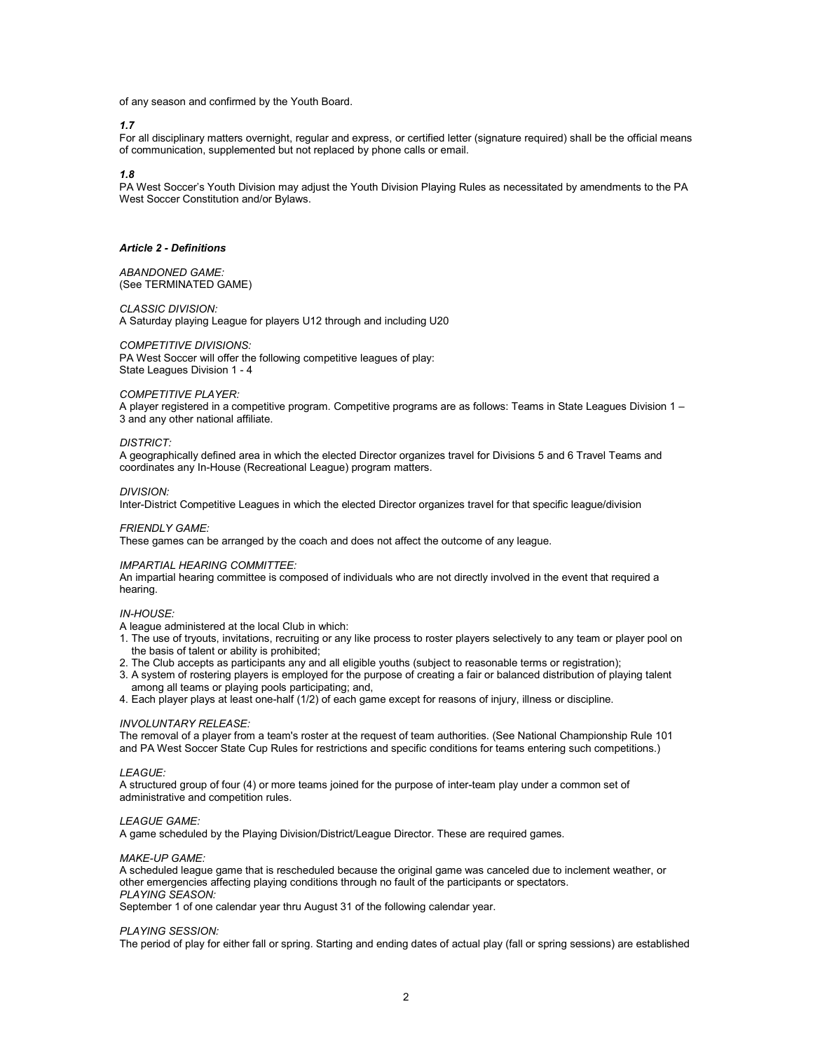of any season and confirmed by the Youth Board.

***1.7***

For all disciplinary matters overnight, regular and express, or certified letter (signature required) shall be the official means of communication, supplemented but not replaced by phone calls or email.

***1.8***

PA West Soccer's Youth Division may adjust the Youth Division Playing Rules as necessitated by amendments to the PA West Soccer Constitution and/or Bylaws.

### *Article 2 - Definitions*

*ABANDONED GAME:*
(See TERMINATED GAME)

*CLASSIC DIVISION:*
A Saturday playing League for players U12 through and including U20

*COMPETITIVE DIVISIONS:*
PA West Soccer will offer the following competitive leagues of play:
State Leagues Division 1 - 4

*COMPETITIVE PLAYER:*
A player registered in a competitive program. Competitive programs are as follows: Teams in State Leagues Division 1 – 3 and any other national affiliate.

*DISTRICT:*
A geographically defined area in which the elected Director organizes travel for Divisions 5 and 6 Travel Teams and coordinates any In-House (Recreational League) program matters.

*DIVISION:*
Inter-District Competitive Leagues in which the elected Director organizes travel for that specific league/division

*FRIENDLY GAME:*
These games can be arranged by the coach and does not affect the outcome of any league.

*IMPARTIAL HEARING COMMITTEE:*
An impartial hearing committee is composed of individuals who are not directly involved in the event that required a hearing.

*IN-HOUSE:*
A league administered at the local Club in which:

1. The use of tryouts, invitations, recruiting or any like process to roster players selectively to any team or player pool on the basis of talent or ability is prohibited;
2. The Club accepts as participants any and all eligible youths (subject to reasonable terms or registration);
3. A system of rostering players is employed for the purpose of creating a fair or balanced distribution of playing talent among all teams or playing pools participating; and,
4. Each player plays at least one-half (1/2) of each game except for reasons of injury, illness or discipline.

*INVOLUNTARY RELEASE:*
The removal of a player from a team's roster at the request of team authorities. (See National Championship Rule 101 and PA West Soccer State Cup Rules for restrictions and specific conditions for teams entering such competitions.)

*LEAGUE:*
A structured group of four (4) or more teams joined for the purpose of inter-team play under a common set of administrative and competition rules.

*LEAGUE GAME:*
A game scheduled by the Playing Division/District/League Director. These are required games.

*MAKE-UP GAME:*
A scheduled league game that is rescheduled because the original game was canceled due to inclement weather, or other emergencies affecting playing conditions through no fault of the participants or spectators.

*PLAYING SEASON:*
September 1 of one calendar year thru August 31 of the following calendar year.

*PLAYING SESSION:*
The period of play for either fall or spring. Starting and ending dates of actual play (fall or spring sessions) are established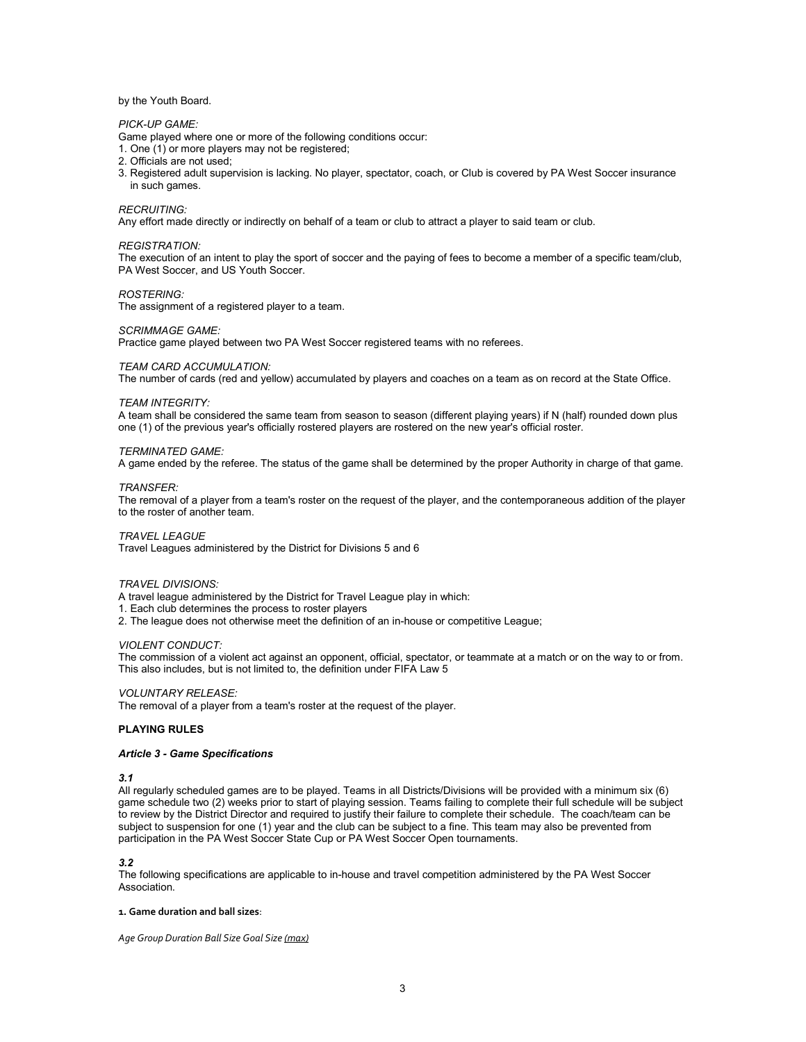by the Youth Board.

*PICK-UP GAME:*
Game played where one or more of the following conditions occur:
1. One (1) or more players may not be registered;
2. Officials are not used;
3. Registered adult supervision is lacking. No player, spectator, coach, or Club is covered by PA West Soccer insurance in such games.

*RECRUITING:*
Any effort made directly or indirectly on behalf of a team or club to attract a player to said team or club.

*REGISTRATION:*
The execution of an intent to play the sport of soccer and the paying of fees to become a member of a specific team/club, PA West Soccer, and US Youth Soccer.

*ROSTERING:*
The assignment of a registered player to a team.

*SCRIMMAGE GAME:*
Practice game played between two PA West Soccer registered teams with no referees.

*TEAM CARD ACCUMULATION:*
The number of cards (red and yellow) accumulated by players and coaches on a team as on record at the State Office.

*TEAM INTEGRITY:*
A team shall be considered the same team from season to season (different playing years) if N (half) rounded down plus one (1) of the previous year's officially rostered players are rostered on the new year's official roster.

*TERMINATED GAME:*
A game ended by the referee. The status of the game shall be determined by the proper Authority in charge of that game.

*TRANSFER:*
The removal of a player from a team's roster on the request of the player, and the contemporaneous addition of the player to the roster of another team.

*TRAVEL LEAGUE*
Travel Leagues administered by the District for Divisions 5 and 6

*TRAVEL DIVISIONS:*
A travel league administered by the District for Travel League play in which:
1. Each club determines the process to roster players
2. The league does not otherwise meet the definition of an in-house or competitive League;

*VIOLENT CONDUCT:*
The commission of a violent act against an opponent, official, spectator, or teammate at a match or on the way to or from. This also includes, but is not limited to, the definition under FIFA Law 5

*VOLUNTARY RELEASE:*
The removal of a player from a team's roster at the request of the player.

**PLAYING RULES**

***Article 3 - Game Specifications***

***3.1***
All regularly scheduled games are to be played. Teams in all Districts/Divisions will be provided with a minimum six (6) game schedule two (2) weeks prior to start of playing session. Teams failing to complete their full schedule will be subject to review by the District Director and required to justify their failure to complete their schedule. The coach/team can be subject to suspension for one (1) year and the club can be subject to a fine. This team may also be prevented from participation in the PA West Soccer State Cup or PA West Soccer Open tournaments.

***3.2***
The following specifications are applicable to in-house and travel competition administered by the PA West Soccer Association.

**1. Game duration and ball sizes**:

*Age Group Duration Ball Size Goal Size (max)*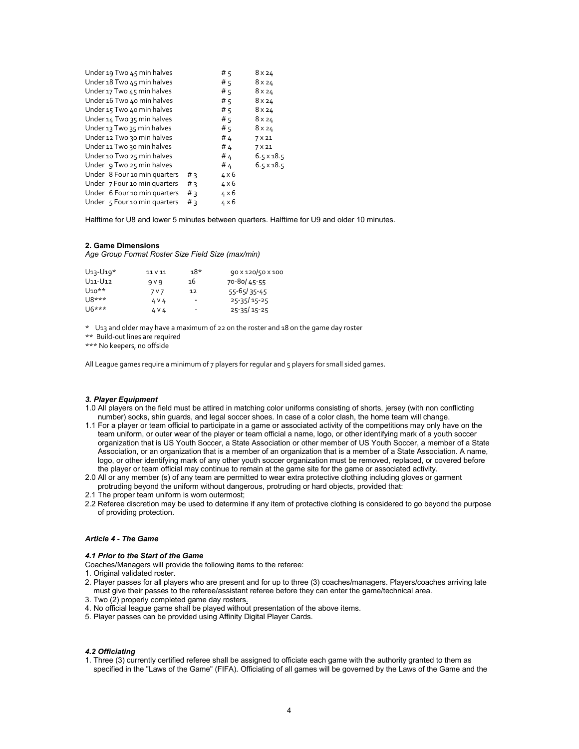| Age Group | Game Length | Ball Size | Goal Size |
|---|---|---|---|
| Under 19 | Two 45 min halves | # 5 | 8 x 24 |
| Under 18 | Two 45 min halves | # 5 | 8 x 24 |
| Under 17 | Two 45 min halves | # 5 | 8 x 24 |
| Under 16 | Two 40 min halves | # 5 | 8 x 24 |
| Under 15 | Two 40 min halves | # 5 | 8 x 24 |
| Under 14 | Two 35 min halves | # 5 | 8 x 24 |
| Under 13 | Two 35 min halves | # 5 | 8 x 24 |
| Under 12 | Two 30 min halves | # 4 | 7 x 21 |
| Under 11 | Two 30 min halves | # 4 | 7 x 21 |
| Under 10 | Two 25 min halves | # 4 | 6.5 x 18.5 |
| Under 9 | Two 25 min halves | # 4 | 6.5 x 18.5 |
| Under 8 | Four 10 min quarters | # 3 | 4 x 6 |
| Under 7 | Four 10 min quarters | # 3 | 4 x 6 |
| Under 6 | Four 10 min quarters | # 3 | 4 x 6 |
| Under 5 | Four 10 min quarters | # 3 | 4 x 6 |

Halftime for U8 and lower 5 minutes between quarters. Halftime for U9 and older 10 minutes.

**2. Game Dimensions**

| *Age Group* | *Format* | *Roster Size* | *Field Size (max/min)* |
|---|---|---|---|
| U13-U19* | 11 v 11 | 18* | 90 x 120/50 x 100 |
| U11-U12 | 9 v 9 | 16 | 70-80/ 45-55 |
| U10** | 7 v 7 | 12 | 55-65/ 35-45 |
| U8*** | 4 v 4 | - | 25-35/ 15-25 |
| U6*** | 4 v 4 | - | 25-35/ 15-25 |

\* U13 and older may have a maximum of 22 on the roster and 18 on the game day roster

** Build-out lines are required

*** No keepers, no offside

All League games require a minimum of 7 players for regular and 5 players for small sided games.

### *3. Player Equipment*

1.0 All players on the field must be attired in matching color uniforms consisting of shorts, jersey (with non conflicting number) socks, shin guards, and legal soccer shoes. In case of a color clash, the home team will change.

1.1 For a player or team official to participate in a game or associated activity of the competitions may only have on the team uniform, or outer wear of the player or team official a name, logo, or other identifying mark of a youth soccer organization that is US Youth Soccer, a State Association or other member of US Youth Soccer, a member of a State Association, or an organization that is a member of an organization that is a member of a State Association. A name, logo, or other identifying mark of any other youth soccer organization must be removed, replaced, or covered before the player or team official may continue to remain at the game site for the game or associated activity.

2.0 All or any member (s) of any team are permitted to wear extra protective clothing including gloves or garment protruding beyond the uniform without dangerous, protruding or hard objects, provided that:

2.1 The proper team uniform is worn outermost;

2.2 Referee discretion may be used to determine if any item of protective clothing is considered to go beyond the purpose of providing protection.

### *Article 4 - The Game*

#### *4.1 Prior to the Start of the Game*

Coaches/Managers will provide the following items to the referee:

1. Original validated roster.
2. Player passes for all players who are present and for up to three (3) coaches/managers. Players/coaches arriving late must give their passes to the referee/assistant referee before they can enter the game/technical area.
3. Two (2) properly completed game day rosters.
4. No official league game shall be played without presentation of the above items.
5. Player passes can be provided using Affinity Digital Player Cards.

#### *4.2 Officiating*

1. Three (3) currently certified referee shall be assigned to officiate each game with the authority granted to them as specified in the "Laws of the Game" (FIFA). Officiating of all games will be governed by the Laws of the Game and the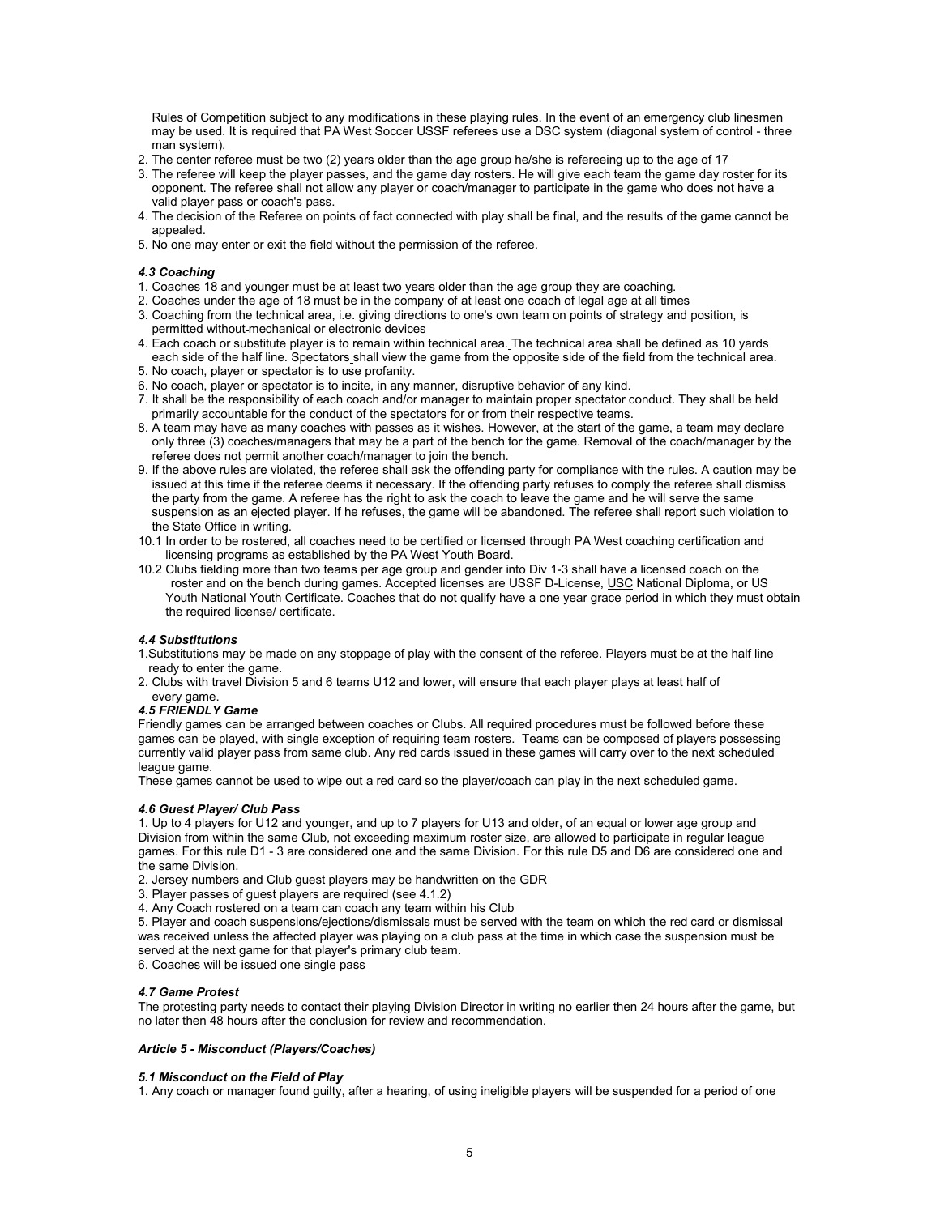Rules of Competition subject to any modifications in these playing rules. In the event of an emergency club linesmen may be used. It is required that PA West Soccer USSF referees use a DSC system (diagonal system of control - three man system).

2. The center referee must be two (2) years older than the age group he/she is refereeing up to the age of 17
3. The referee will keep the player passes, and the game day rosters. He will give each team the game day roster for its opponent. The referee shall not allow any player or coach/manager to participate in the game who does not have a valid player pass or coach's pass.
4. The decision of the Referee on points of fact connected with play shall be final, and the results of the game cannot be appealed.
5. No one may enter or exit the field without the permission of the referee.

#### *4.3 Coaching*

1. Coaches 18 and younger must be at least two years older than the age group they are coaching.
2. Coaches under the age of 18 must be in the company of at least one coach of legal age at all times
3. Coaching from the technical area, i.e. giving directions to one's own team on points of strategy and position, is permitted without mechanical or electronic devices
4. Each coach or substitute player is to remain within technical area. The technical area shall be defined as 10 yards each side of the half line. Spectators shall view the game from the opposite side of the field from the technical area.
5. No coach, player or spectator is to use profanity.
6. No coach, player or spectator is to incite, in any manner, disruptive behavior of any kind.
7. It shall be the responsibility of each coach and/or manager to maintain proper spectator conduct. They shall be held primarily accountable for the conduct of the spectators for or from their respective teams.
8. A team may have as many coaches with passes as it wishes. However, at the start of the game, a team may declare only three (3) coaches/managers that may be a part of the bench for the game. Removal of the coach/manager by the referee does not permit another coach/manager to join the bench.
9. If the above rules are violated, the referee shall ask the offending party for compliance with the rules. A caution may be issued at this time if the referee deems it necessary. If the offending party refuses to comply the referee shall dismiss the party from the game. A referee has the right to ask the coach to leave the game and he will serve the same suspension as an ejected player. If he refuses, the game will be abandoned. The referee shall report such violation to the State Office in writing.

10.1 In order to be rostered, all coaches need to be certified or licensed through PA West coaching certification and licensing programs as established by the PA West Youth Board.

10.2 Clubs fielding more than two teams per age group and gender into Div 1-3 shall have a licensed coach on the roster and on the bench during games. Accepted licenses are USSF D-License, USC National Diploma, or US Youth National Youth Certificate. Coaches that do not qualify have a one year grace period in which they must obtain the required license/ certificate.

#### *4.4 Substitutions*

1. Substitutions may be made on any stoppage of play with the consent of the referee. Players must be at the half line ready to enter the game.
2. Clubs with travel Division 5 and 6 teams U12 and lower, will ensure that each player plays at least half of every game.

#### *4.5 FRIENDLY Game*

Friendly games can be arranged between coaches or Clubs. All required procedures must be followed before these games can be played, with single exception of requiring team rosters. Teams can be composed of players possessing currently valid player pass from same club. Any red cards issued in these games will carry over to the next scheduled league game.

These games cannot be used to wipe out a red card so the player/coach can play in the next scheduled game.

#### *4.6 Guest Player/ Club Pass*

1. Up to 4 players for U12 and younger, and up to 7 players for U13 and older, of an equal or lower age group and Division from within the same Club, not exceeding maximum roster size, are allowed to participate in regular league games. For this rule D1 - 3 are considered one and the same Division. For this rule D5 and D6 are considered one and the same Division.
2. Jersey numbers and Club guest players may be handwritten on the GDR
3. Player passes of guest players are required (see 4.1.2)
4. Any Coach rostered on a team can coach any team within his Club
5. Player and coach suspensions/ejections/dismissals must be served with the team on which the red card or dismissal was received unless the affected player was playing on a club pass at the time in which case the suspension must be served at the next game for that player's primary club team.
6. Coaches will be issued one single pass

#### *4.7 Game Protest*

The protesting party needs to contact their playing Division Director in writing no earlier then 24 hours after the game, but no later then 48 hours after the conclusion for review and recommendation.

### *Article 5 - Misconduct (Players/Coaches)*

#### *5.1 Misconduct on the Field of Play*

1. Any coach or manager found guilty, after a hearing, of using ineligible players will be suspended for a period of one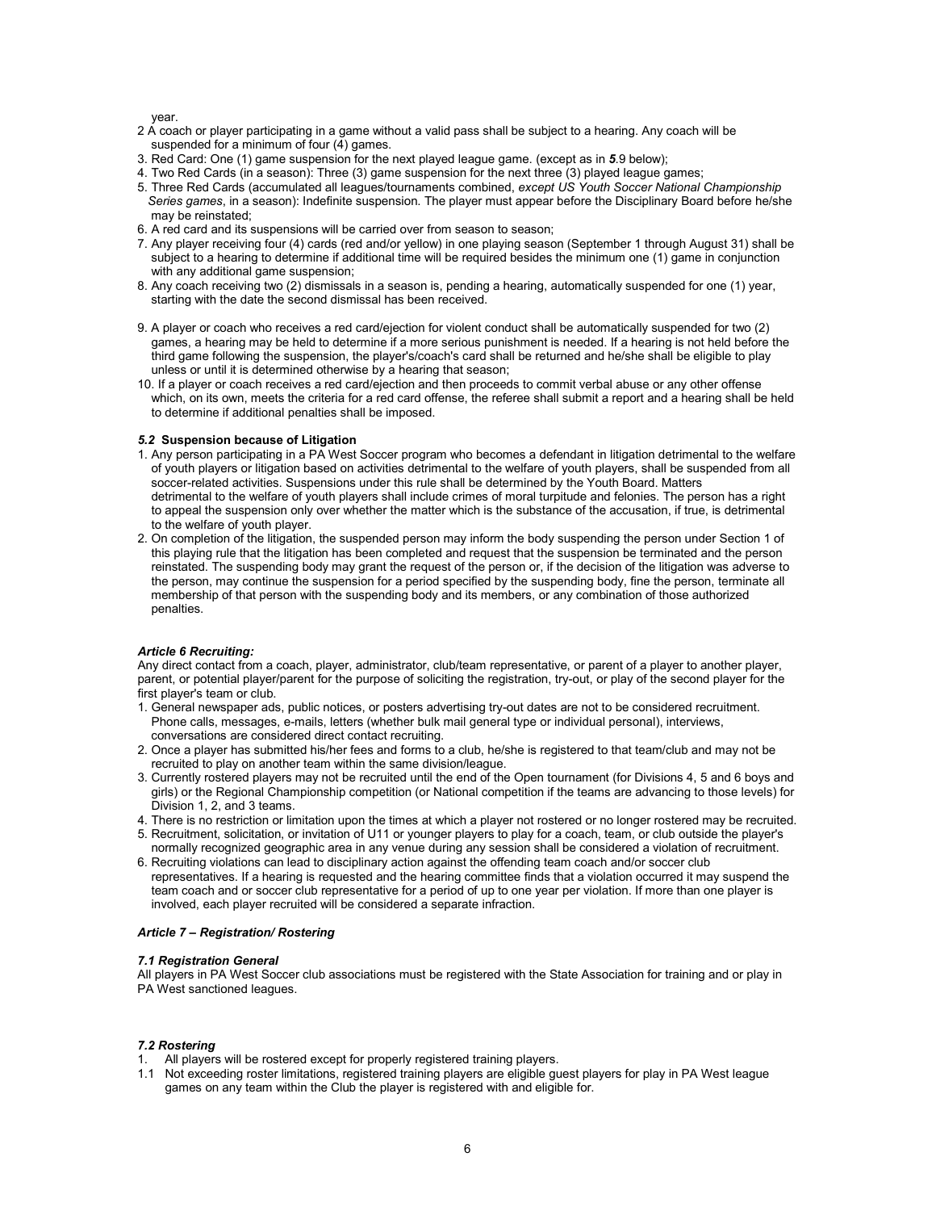year.

2 A coach or player participating in a game without a valid pass shall be subject to a hearing. Any coach will be suspended for a minimum of four (4) games.

3. Red Card: One (1) game suspension for the next played league game. (except as in ***5***.9 below);
4. Two Red Cards (in a season): Three (3) game suspension for the next three (3) played league games;
5. Three Red Cards (accumulated all leagues/tournaments combined, *except US Youth Soccer National Championship Series games*, in a season): Indefinite suspension. The player must appear before the Disciplinary Board before he/she may be reinstated;
6. A red card and its suspensions will be carried over from season to season;
7. Any player receiving four (4) cards (red and/or yellow) in one playing season (September 1 through August 31) shall be subject to a hearing to determine if additional time will be required besides the minimum one (1) game in conjunction with any additional game suspension;
8. Any coach receiving two (2) dismissals in a season is, pending a hearing, automatically suspended for one (1) year, starting with the date the second dismissal has been received.
9. A player or coach who receives a red card/ejection for violent conduct shall be automatically suspended for two (2) games, a hearing may be held to determine if a more serious punishment is needed. If a hearing is not held before the third game following the suspension, the player's/coach's card shall be returned and he/she shall be eligible to play unless or until it is determined otherwise by a hearing that season;
10. If a player or coach receives a red card/ejection and then proceeds to commit verbal abuse or any other offense which, on its own, meets the criteria for a red card offense, the referee shall submit a report and a hearing shall be held to determine if additional penalties shall be imposed.

***5.2* Suspension because of Litigation**

1. Any person participating in a PA West Soccer program who becomes a defendant in litigation detrimental to the welfare of youth players or litigation based on activities detrimental to the welfare of youth players, shall be suspended from all soccer-related activities. Suspensions under this rule shall be determined by the Youth Board. Matters detrimental to the welfare of youth players shall include crimes of moral turpitude and felonies. The person has a right to appeal the suspension only over whether the matter which is the substance of the accusation, if true, is detrimental to the welfare of youth player.
2. On completion of the litigation, the suspended person may inform the body suspending the person under Section 1 of this playing rule that the litigation has been completed and request that the suspension be terminated and the person reinstated. The suspending body may grant the request of the person or, if the decision of the litigation was adverse to the person, may continue the suspension for a period specified by the suspending body, fine the person, terminate all membership of that person with the suspending body and its members, or any combination of those authorized penalties.

***Article 6 Recruiting:***

Any direct contact from a coach, player, administrator, club/team representative, or parent of a player to another player, parent, or potential player/parent for the purpose of soliciting the registration, try-out, or play of the second player for the first player's team or club.

1. General newspaper ads, public notices, or posters advertising try-out dates are not to be considered recruitment. Phone calls, messages, e-mails, letters (whether bulk mail general type or individual personal), interviews, conversations are considered direct contact recruiting.
2. Once a player has submitted his/her fees and forms to a club, he/she is registered to that team/club and may not be recruited to play on another team within the same division/league.
3. Currently rostered players may not be recruited until the end of the Open tournament (for Divisions 4, 5 and 6 boys and girls) or the Regional Championship competition (or National competition if the teams are advancing to those levels) for Division 1, 2, and 3 teams.
4. There is no restriction or limitation upon the times at which a player not rostered or no longer rostered may be recruited.
5. Recruitment, solicitation, or invitation of U11 or younger players to play for a coach, team, or club outside the player's normally recognized geographic area in any venue during any session shall be considered a violation of recruitment.
6. Recruiting violations can lead to disciplinary action against the offending team coach and/or soccer club representatives. If a hearing is requested and the hearing committee finds that a violation occurred it may suspend the team coach and or soccer club representative for a period of up to one year per violation. If more than one player is involved, each player recruited will be considered a separate infraction.

***Article 7 – Registration/ Rostering***

***7.1 Registration General***

All players in PA West Soccer club associations must be registered with the State Association for training and or play in PA West sanctioned leagues.

***7.2 Rostering***

1. All players will be rostered except for properly registered training players.

1.1 Not exceeding roster limitations, registered training players are eligible guest players for play in PA West league games on any team within the Club the player is registered with and eligible for.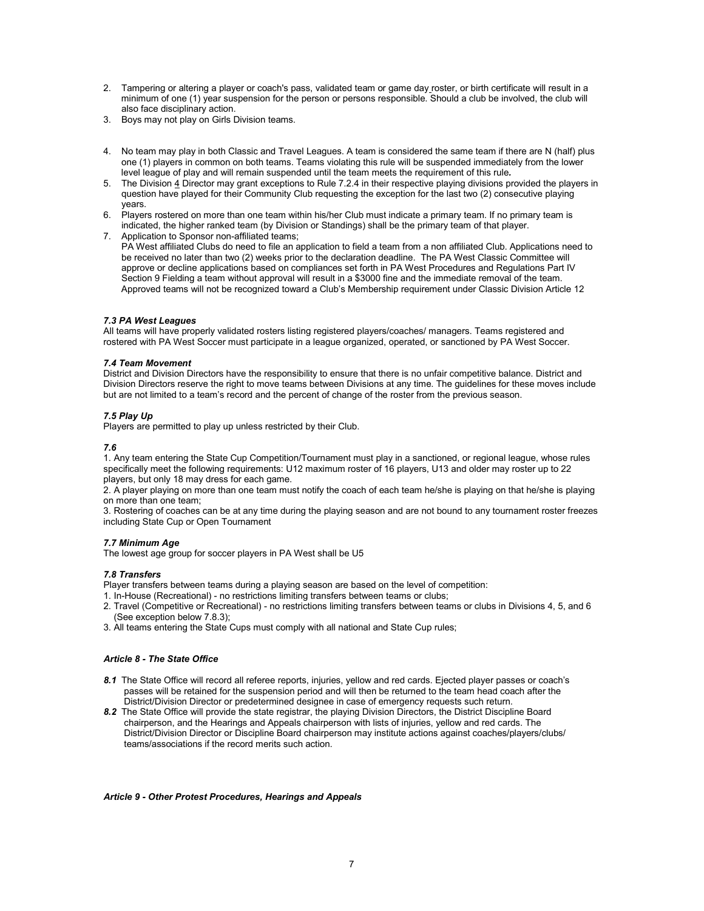2. Tampering or altering a player or coach's pass, validated team or game day roster, or birth certificate will result in a minimum of one (1) year suspension for the person or persons responsible. Should a club be involved, the club will also face disciplinary action.
3. Boys may not play on Girls Division teams.

4. No team may play in both Classic and Travel Leagues. A team is considered the same team if there are N (half) plus one (1) players in common on both teams. Teams violating this rule will be suspended immediately from the lower level league of play and will remain suspended until the team meets the requirement of this rule*.*
5. The Division 4 Director may grant exceptions to Rule 7.2.4 in their respective playing divisions provided the players in question have played for their Community Club requesting the exception for the last two (2) consecutive playing years.
6. Players rostered on more than one team within his/her Club must indicate a primary team. If no primary team is indicated, the higher ranked team (by Division or Standings) shall be the primary team of that player.
7. Application to Sponsor non-affiliated teams;
   PA West affiliated Clubs do need to file an application to field a team from a non affiliated Club. Applications need to be received no later than two (2) weeks prior to the declaration deadline. The PA West Classic Committee will approve or decline applications based on compliances set forth in PA West Procedures and Regulations Part IV Section 9 Fielding a team without approval will result in a $3000 fine and the immediate removal of the team. Approved teams will not be recognized toward a Club's Membership requirement under Classic Division Article 12

***7.3 PA West Leagues***

All teams will have properly validated rosters listing registered players/coaches/ managers. Teams registered and rostered with PA West Soccer must participate in a league organized, operated, or sanctioned by PA West Soccer.

***7.4 Team Movement***

District and Division Directors have the responsibility to ensure that there is no unfair competitive balance. District and Division Directors reserve the right to move teams between Divisions at any time. The guidelines for these moves include but are not limited to a team's record and the percent of change of the roster from the previous season.

***7.5 Play Up***

Players are permitted to play up unless restricted by their Club.

***7.6***

1. Any team entering the State Cup Competition/Tournament must play in a sanctioned, or regional league, whose rules specifically meet the following requirements: U12 maximum roster of 16 players, U13 and older may roster up to 22 players, but only 18 may dress for each game.
2. A player playing on more than one team must notify the coach of each team he/she is playing on that he/she is playing on more than one team;
3. Rostering of coaches can be at any time during the playing season and are not bound to any tournament roster freezes including State Cup or Open Tournament

***7.7 Minimum Age***

The lowest age group for soccer players in PA West shall be U5

***7.8 Transfers***

Player transfers between teams during a playing season are based on the level of competition:

1. In-House (Recreational) - no restrictions limiting transfers between teams or clubs;
2. Travel (Competitive or Recreational) - no restrictions limiting transfers between teams or clubs in Divisions 4, 5, and 6 (See exception below 7.8.3);
3. All teams entering the State Cups must comply with all national and State Cup rules;

***Article 8 - The State Office***

***8.1*** The State Office will record all referee reports, injuries, yellow and red cards. Ejected player passes or coach's passes will be retained for the suspension period and will then be returned to the team head coach after the District/Division Director or predetermined designee in case of emergency requests such return.

***8.2*** The State Office will provide the state registrar, the playing Division Directors, the District Discipline Board chairperson, and the Hearings and Appeals chairperson with lists of injuries, yellow and red cards. The District/Division Director or Discipline Board chairperson may institute actions against coaches/players/clubs/ teams/associations if the record merits such action.

***Article 9 - Other Protest Procedures, Hearings and Appeals***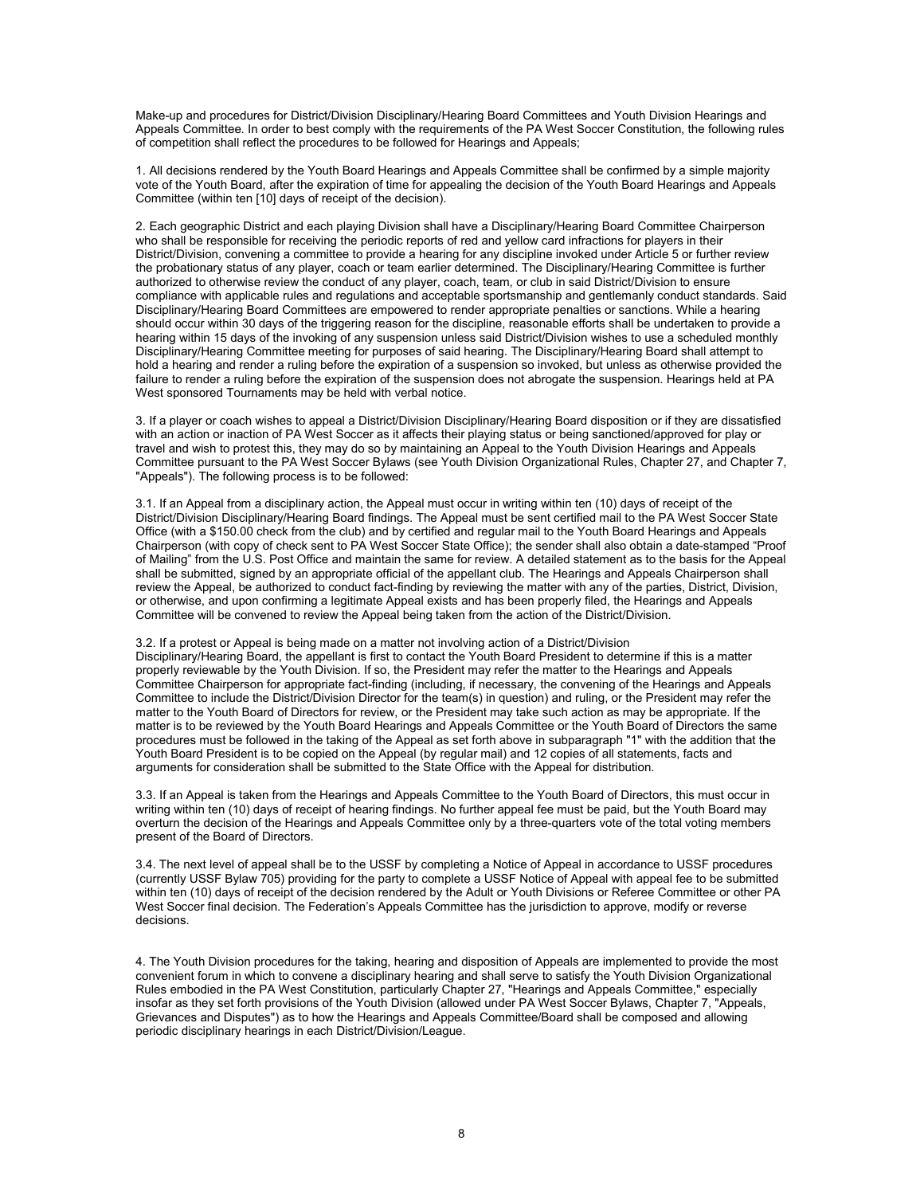Make-up and procedures for District/Division Disciplinary/Hearing Board Committees and Youth Division Hearings and Appeals Committee. In order to best comply with the requirements of the PA West Soccer Constitution, the following rules of competition shall reflect the procedures to be followed for Hearings and Appeals;

1. All decisions rendered by the Youth Board Hearings and Appeals Committee shall be confirmed by a simple majority vote of the Youth Board, after the expiration of time for appealing the decision of the Youth Board Hearings and Appeals Committee (within ten [10] days of receipt of the decision).

2. Each geographic District and each playing Division shall have a Disciplinary/Hearing Board Committee Chairperson who shall be responsible for receiving the periodic reports of red and yellow card infractions for players in their District/Division, convening a committee to provide a hearing for any discipline invoked under Article 5 or further review the probationary status of any player, coach or team earlier determined. The Disciplinary/Hearing Committee is further authorized to otherwise review the conduct of any player, coach, team, or club in said District/Division to ensure compliance with applicable rules and regulations and acceptable sportsmanship and gentlemanly conduct standards. Said Disciplinary/Hearing Board Committees are empowered to render appropriate penalties or sanctions. While a hearing should occur within 30 days of the triggering reason for the discipline, reasonable efforts shall be undertaken to provide a hearing within 15 days of the invoking of any suspension unless said District/Division wishes to use a scheduled monthly Disciplinary/Hearing Committee meeting for purposes of said hearing. The Disciplinary/Hearing Board shall attempt to hold a hearing and render a ruling before the expiration of a suspension so invoked, but unless as otherwise provided the failure to render a ruling before the expiration of the suspension does not abrogate the suspension. Hearings held at PA West sponsored Tournaments may be held with verbal notice.

3. If a player or coach wishes to appeal a District/Division Disciplinary/Hearing Board disposition or if they are dissatisfied with an action or inaction of PA West Soccer as it affects their playing status or being sanctioned/approved for play or travel and wish to protest this, they may do so by maintaining an Appeal to the Youth Division Hearings and Appeals Committee pursuant to the PA West Soccer Bylaws (see Youth Division Organizational Rules, Chapter 27, and Chapter 7, "Appeals"). The following process is to be followed:

3.1. If an Appeal from a disciplinary action, the Appeal must occur in writing within ten (10) days of receipt of the District/Division Disciplinary/Hearing Board findings. The Appeal must be sent certified mail to the PA West Soccer State Office (with a $150.00 check from the club) and by certified and regular mail to the Youth Board Hearings and Appeals Chairperson (with copy of check sent to PA West Soccer State Office); the sender shall also obtain a date-stamped "Proof of Mailing" from the U.S. Post Office and maintain the same for review. A detailed statement as to the basis for the Appeal shall be submitted, signed by an appropriate official of the appellant club. The Hearings and Appeals Chairperson shall review the Appeal, be authorized to conduct fact-finding by reviewing the matter with any of the parties, District, Division, or otherwise, and upon confirming a legitimate Appeal exists and has been properly filed, the Hearings and Appeals Committee will be convened to review the Appeal being taken from the action of the District/Division.

3.2. If a protest or Appeal is being made on a matter not involving action of a District/Division Disciplinary/Hearing Board, the appellant is first to contact the Youth Board President to determine if this is a matter properly reviewable by the Youth Division. If so, the President may refer the matter to the Hearings and Appeals Committee Chairperson for appropriate fact-finding (including, if necessary, the convening of the Hearings and Appeals Committee to include the District/Division Director for the team(s) in question) and ruling, or the President may refer the matter to the Youth Board of Directors for review, or the President may take such action as may be appropriate. If the matter is to be reviewed by the Youth Board Hearings and Appeals Committee or the Youth Board of Directors the same procedures must be followed in the taking of the Appeal as set forth above in subparagraph "1" with the addition that the Youth Board President is to be copied on the Appeal (by regular mail) and 12 copies of all statements, facts and arguments for consideration shall be submitted to the State Office with the Appeal for distribution.

3.3. If an Appeal is taken from the Hearings and Appeals Committee to the Youth Board of Directors, this must occur in writing within ten (10) days of receipt of hearing findings. No further appeal fee must be paid, but the Youth Board may overturn the decision of the Hearings and Appeals Committee only by a three-quarters vote of the total voting members present of the Board of Directors.

3.4. The next level of appeal shall be to the USSF by completing a Notice of Appeal in accordance to USSF procedures (currently USSF Bylaw 705) providing for the party to complete a USSF Notice of Appeal with appeal fee to be submitted within ten (10) days of receipt of the decision rendered by the Adult or Youth Divisions or Referee Committee or other PA West Soccer final decision. The Federation's Appeals Committee has the jurisdiction to approve, modify or reverse decisions.

4. The Youth Division procedures for the taking, hearing and disposition of Appeals are implemented to provide the most convenient forum in which to convene a disciplinary hearing and shall serve to satisfy the Youth Division Organizational Rules embodied in the PA West Constitution, particularly Chapter 27, "Hearings and Appeals Committee," especially insofar as they set forth provisions of the Youth Division (allowed under PA West Soccer Bylaws, Chapter 7, "Appeals, Grievances and Disputes") as to how the Hearings and Appeals Committee/Board shall be composed and allowing periodic disciplinary hearings in each District/Division/League.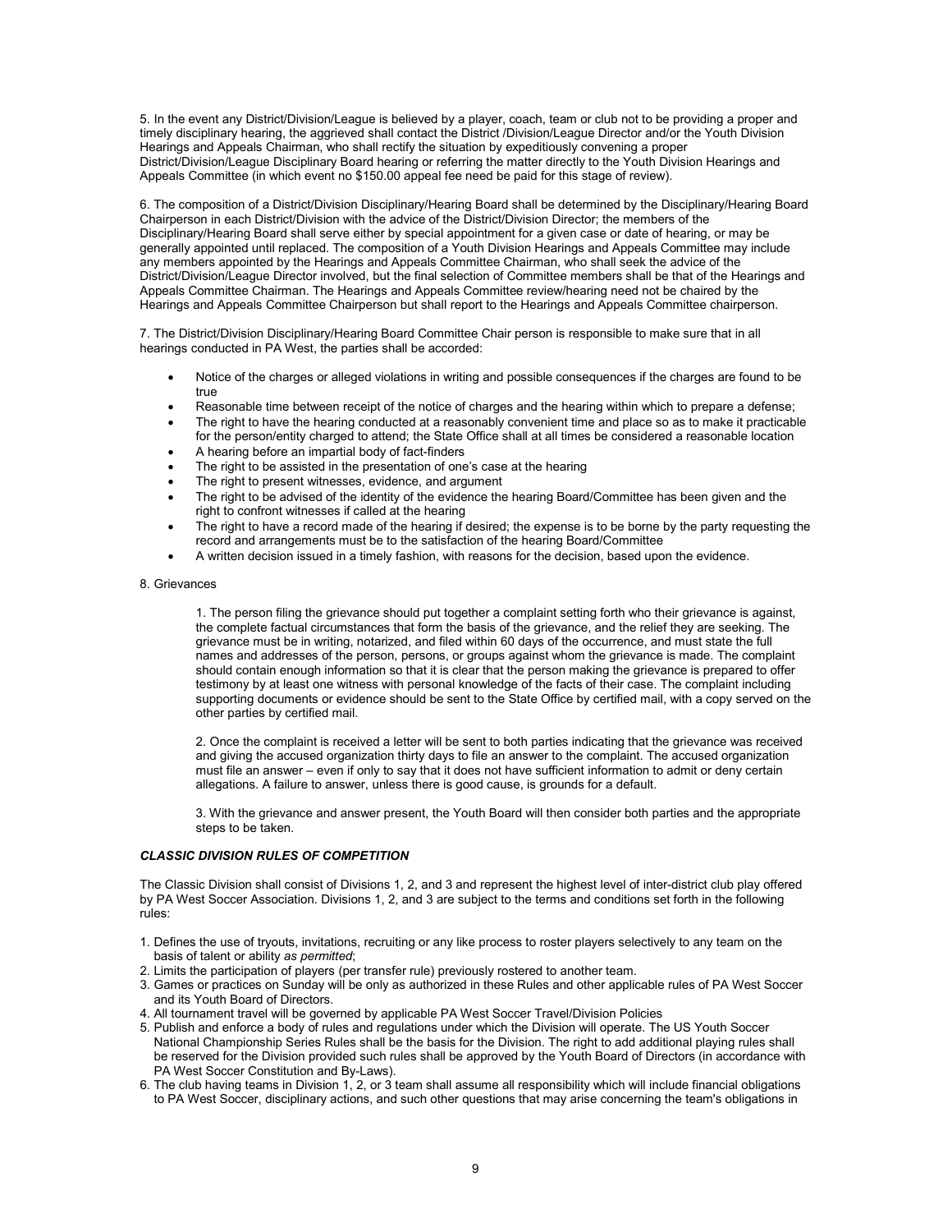5. In the event any District/Division/League is believed by a player, coach, team or club not to be providing a proper and timely disciplinary hearing, the aggrieved shall contact the District /Division/League Director and/or the Youth Division Hearings and Appeals Chairman, who shall rectify the situation by expeditiously convening a proper District/Division/League Disciplinary Board hearing or referring the matter directly to the Youth Division Hearings and Appeals Committee (in which event no $150.00 appeal fee need be paid for this stage of review).

6. The composition of a District/Division Disciplinary/Hearing Board shall be determined by the Disciplinary/Hearing Board Chairperson in each District/Division with the advice of the District/Division Director; the members of the Disciplinary/Hearing Board shall serve either by special appointment for a given case or date of hearing, or may be generally appointed until replaced. The composition of a Youth Division Hearings and Appeals Committee may include any members appointed by the Hearings and Appeals Committee Chairman, who shall seek the advice of the District/Division/League Director involved, but the final selection of Committee members shall be that of the Hearings and Appeals Committee Chairman. The Hearings and Appeals Committee review/hearing need not be chaired by the Hearings and Appeals Committee Chairperson but shall report to the Hearings and Appeals Committee chairperson.

7. The District/Division Disciplinary/Hearing Board Committee Chair person is responsible to make sure that in all hearings conducted in PA West, the parties shall be accorded:

- Notice of the charges or alleged violations in writing and possible consequences if the charges are found to be true
- Reasonable time between receipt of the notice of charges and the hearing within which to prepare a defense;
- The right to have the hearing conducted at a reasonably convenient time and place so as to make it practicable for the person/entity charged to attend; the State Office shall at all times be considered a reasonable location
- A hearing before an impartial body of fact-finders
- The right to be assisted in the presentation of one's case at the hearing
- The right to present witnesses, evidence, and argument
- The right to be advised of the identity of the evidence the hearing Board/Committee has been given and the right to confront witnesses if called at the hearing
- The right to have a record made of the hearing if desired; the expense is to be borne by the party requesting the record and arrangements must be to the satisfaction of the hearing Board/Committee
- A written decision issued in a timely fashion, with reasons for the decision, based upon the evidence.

8. Grievances

> 1. The person filing the grievance should put together a complaint setting forth who their grievance is against, the complete factual circumstances that form the basis of the grievance, and the relief they are seeking. The grievance must be in writing, notarized, and filed within 60 days of the occurrence, and must state the full names and addresses of the person, persons, or groups against whom the grievance is made. The complaint should contain enough information so that it is clear that the person making the grievance is prepared to offer testimony by at least one witness with personal knowledge of the facts of their case. The complaint including supporting documents or evidence should be sent to the State Office by certified mail, with a copy served on the other parties by certified mail.
>
> 2. Once the complaint is received a letter will be sent to both parties indicating that the grievance was received and giving the accused organization thirty days to file an answer to the complaint. The accused organization must file an answer – even if only to say that it does not have sufficient information to admit or deny certain allegations. A failure to answer, unless there is good cause, is grounds for a default.
>
> 3. With the grievance and answer present, the Youth Board will then consider both parties and the appropriate steps to be taken.

***CLASSIC DIVISION RULES OF COMPETITION***

The Classic Division shall consist of Divisions 1, 2, and 3 and represent the highest level of inter-district club play offered by PA West Soccer Association. Divisions 1, 2, and 3 are subject to the terms and conditions set forth in the following rules:

1. Defines the use of tryouts, invitations, recruiting or any like process to roster players selectively to any team on the basis of talent or ability *as permitted*;
2. Limits the participation of players (per transfer rule) previously rostered to another team.
3. Games or practices on Sunday will be only as authorized in these Rules and other applicable rules of PA West Soccer and its Youth Board of Directors.
4. All tournament travel will be governed by applicable PA West Soccer Travel/Division Policies
5. Publish and enforce a body of rules and regulations under which the Division will operate. The US Youth Soccer National Championship Series Rules shall be the basis for the Division. The right to add additional playing rules shall be reserved for the Division provided such rules shall be approved by the Youth Board of Directors (in accordance with PA West Soccer Constitution and By-Laws).
6. The club having teams in Division 1, 2, or 3 team shall assume all responsibility which will include financial obligations to PA West Soccer, disciplinary actions, and such other questions that may arise concerning the team's obligations in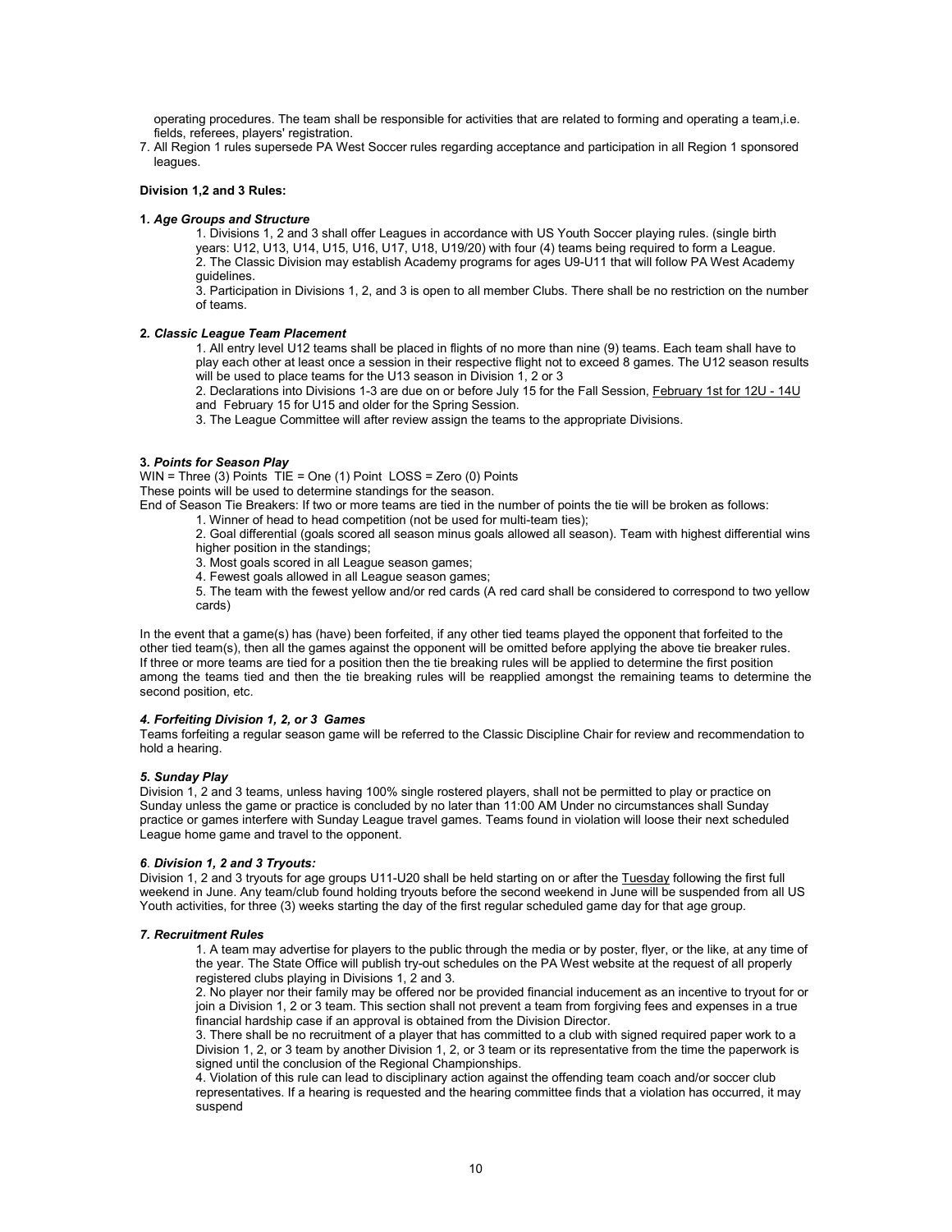operating procedures. The team shall be responsible for activities that are related to forming and operating a team,i.e. fields, referees, players' registration.

7. All Region 1 rules supersede PA West Soccer rules regarding acceptance and participation in all Region 1 sponsored leagues.

**Division 1,2 and 3 Rules:**

**1.** ***Age Groups and Structure***

1. Divisions 1, 2 and 3 shall offer Leagues in accordance with US Youth Soccer playing rules. (single birth years: U12, U13, U14, U15, U16, U17, U18, U19/20) with four (4) teams being required to form a League.
2. The Classic Division may establish Academy programs for ages U9-U11 that will follow PA West Academy guidelines.
3. Participation in Divisions 1, 2, and 3 is open to all member Clubs. There shall be no restriction on the number of teams.

**2.** ***Classic League Team Placement***

1. All entry level U12 teams shall be placed in flights of no more than nine (9) teams. Each team shall have to play each other at least once a session in their respective flight not to exceed 8 games. The U12 season results will be used to place teams for the U13 season in Division 1, 2 or 3
2. Declarations into Divisions 1-3 are due on or before July 15 for the Fall Session, <u>February 1st for 12U - 14U</u> and February 15 for U15 and older for the Spring Session.
3. The League Committee will after review assign the teams to the appropriate Divisions.

**3.** ***Points for Season Play***

WIN = Three (3) Points TIE = One (1) Point LOSS = Zero (0) Points

These points will be used to determine standings for the season.

End of Season Tie Breakers: If two or more teams are tied in the number of points the tie will be broken as follows:

1. Winner of head to head competition (not be used for multi-team ties);
2. Goal differential (goals scored all season minus goals allowed all season). Team with highest differential wins higher position in the standings;
3. Most goals scored in all League season games;
4. Fewest goals allowed in all League season games;
5. The team with the fewest yellow and/or red cards (A red card shall be considered to correspond to two yellow cards)

In the event that a game(s) has (have) been forfeited, if any other tied teams played the opponent that forfeited to the other tied team(s), then all the games against the opponent will be omitted before applying the above tie breaker rules. If three or more teams are tied for a position then the tie breaking rules will be applied to determine the first position among the teams tied and then the tie breaking rules will be reapplied amongst the remaining teams to determine the second position, etc.

***4. Forfeiting Division 1, 2, or 3 Games***

Teams forfeiting a regular season game will be referred to the Classic Discipline Chair for review and recommendation to hold a hearing.

***5. Sunday Play***

Division 1, 2 and 3 teams, unless having 100% single rostered players, shall not be permitted to play or practice on Sunday unless the game or practice is concluded by no later than 11:00 AM Under no circumstances shall Sunday practice or games interfere with Sunday League travel games. Teams found in violation will loose their next scheduled League home game and travel to the opponent.

***6. Division 1, 2 and 3 Tryouts:***

Division 1, 2 and 3 tryouts for age groups U11-U20 shall be held starting on or after the <u>Tuesday</u> following the first full weekend in June. Any team/club found holding tryouts before the second weekend in June will be suspended from all US Youth activities, for three (3) weeks starting the day of the first regular scheduled game day for that age group.

***7. Recruitment Rules***

1. A team may advertise for players to the public through the media or by poster, flyer, or the like, at any time of the year. The State Office will publish try-out schedules on the PA West website at the request of all properly registered clubs playing in Divisions 1, 2 and 3.
2. No player nor their family may be offered nor be provided financial inducement as an incentive to tryout for or join a Division 1, 2 or 3 team. This section shall not prevent a team from forgiving fees and expenses in a true financial hardship case if an approval is obtained from the Division Director.
3. There shall be no recruitment of a player that has committed to a club with signed required paper work to a Division 1, 2, or 3 team by another Division 1, 2, or 3 team or its representative from the time the paperwork is signed until the conclusion of the Regional Championships.
4. Violation of this rule can lead to disciplinary action against the offending team coach and/or soccer club representatives. If a hearing is requested and the hearing committee finds that a violation has occurred, it may suspend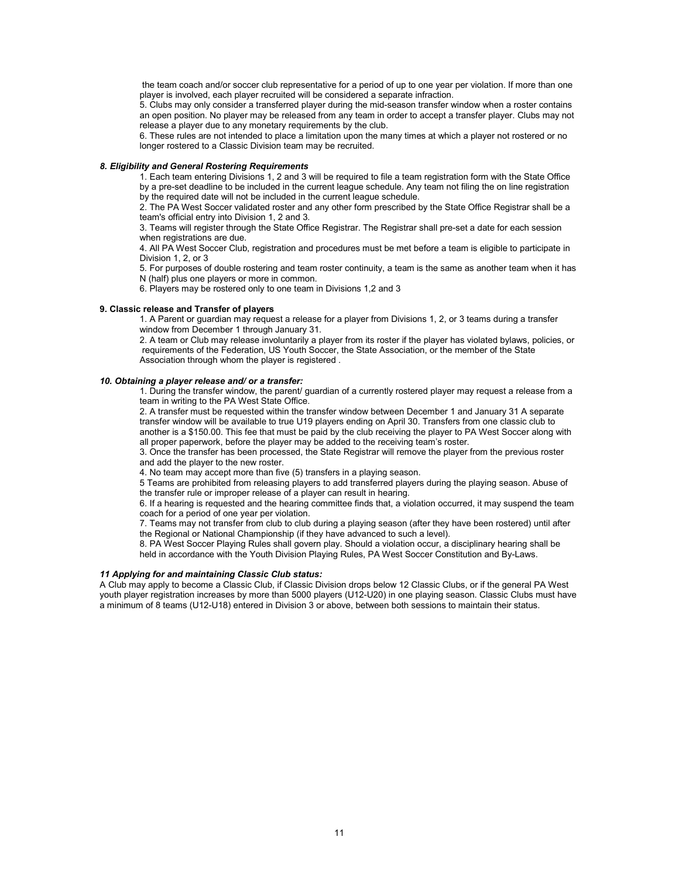the team coach and/or soccer club representative for a period of up to one year per violation. If more than one player is involved, each player recruited will be considered a separate infraction.

5. Clubs may only consider a transferred player during the mid-season transfer window when a roster contains an open position. No player may be released from any team in order to accept a transfer player. Clubs may not release a player due to any monetary requirements by the club.

6. These rules are not intended to place a limitation upon the many times at which a player not rostered or no longer rostered to a Classic Division team may be recruited.

### *8. Eligibility and General Rostering Requirements*

1. Each team entering Divisions 1, 2 and 3 will be required to file a team registration form with the State Office by a pre-set deadline to be included in the current league schedule. Any team not filing the on line registration by the required date will not be included in the current league schedule.

2. The PA West Soccer validated roster and any other form prescribed by the State Office Registrar shall be a team's official entry into Division 1, 2 and 3.

3. Teams will register through the State Office Registrar. The Registrar shall pre-set a date for each session when registrations are due.

4. All PA West Soccer Club, registration and procedures must be met before a team is eligible to participate in Division 1, 2, or 3

5. For purposes of double rostering and team roster continuity, a team is the same as another team when it has N (half) plus one players or more in common.

6. Players may be rostered only to one team in Divisions 1,2 and 3

### **9. Classic release and Transfer of players**

1. A Parent or guardian may request a release for a player from Divisions 1, 2, or 3 teams during a transfer window from December 1 through January 31.

2. A team or Club may release involuntarily a player from its roster if the player has violated bylaws, policies, or requirements of the Federation, US Youth Soccer, the State Association, or the member of the State Association through whom the player is registered .

### *10. Obtaining a player release and/ or a transfer:*

1. During the transfer window, the parent/ guardian of a currently rostered player may request a release from a team in writing to the PA West State Office.

2. A transfer must be requested within the transfer window between December 1 and January 31 A separate transfer window will be available to true U19 players ending on April 30. Transfers from one classic club to another is a $150.00. This fee that must be paid by the club receiving the player to PA West Soccer along with all proper paperwork, before the player may be added to the receiving team's roster.

3. Once the transfer has been processed, the State Registrar will remove the player from the previous roster and add the player to the new roster.

4. No team may accept more than five (5) transfers in a playing season.

5 Teams are prohibited from releasing players to add transferred players during the playing season. Abuse of the transfer rule or improper release of a player can result in hearing.

6. If a hearing is requested and the hearing committee finds that, a violation occurred, it may suspend the team coach for a period of one year per violation.

7. Teams may not transfer from club to club during a playing season (after they have been rostered) until after the Regional or National Championship (if they have advanced to such a level).

8. PA West Soccer Playing Rules shall govern play. Should a violation occur, a disciplinary hearing shall be held in accordance with the Youth Division Playing Rules, PA West Soccer Constitution and By-Laws.

### *11 Applying for and maintaining Classic Club status:*

A Club may apply to become a Classic Club, if Classic Division drops below 12 Classic Clubs, or if the general PA West youth player registration increases by more than 5000 players (U12-U20) in one playing season. Classic Clubs must have a minimum of 8 teams (U12-U18) entered in Division 3 or above, between both sessions to maintain their status.